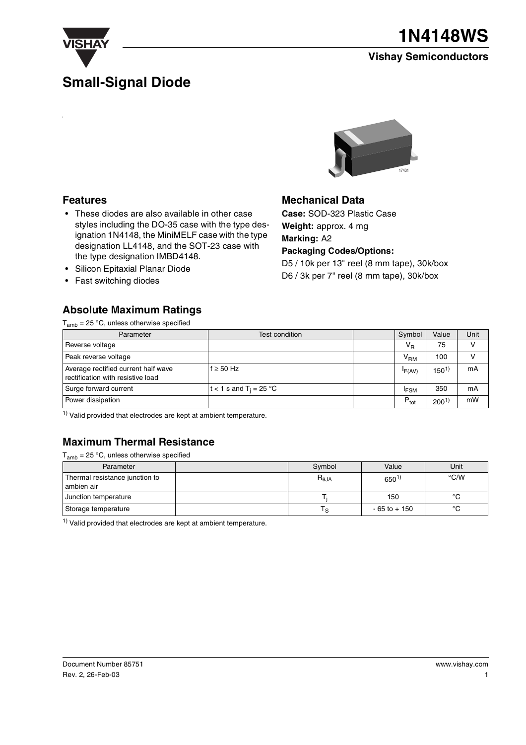# 1N4148WS

**Vishay Semiconductors**

## Small-Signal Diode

### Features

- These diodes are also available in other case styles including the DO-35 case with the type designation 1N4148, the MiniMELF case with the type designation LL4148, and the SOT-23 case with the type designation IMBD4148.
- Silicon Epitaxial Planar Diode
- Fast switching diodes

### Mechanical Data

**Case:** SOD-323 Plastic Case
**Weight:** approx. 4 mg
**Marking:** A2
**Packaging Codes/Options:**
D5 / 10k per 13" reel (8 mm tape), 30k/box
D6 / 3k per 7" reel (8 mm tape), 30k/box

### Absolute Maximum Ratings

$T_{amb}$ = 25 °C, unless otherwise specified

| Parameter | Test condition | | Symbol | Value | Unit |
|---|---|---|---|---|---|
| Reverse voltage | | | $V_R$ | 75 | V |
| Peak reverse voltage | | | $V_{RM}$ | 100 | V |
| Average rectified current half wave rectification with resistive load | f ≥ 50 Hz | | $I_{F(AV)}$ | 150[1] | mA |
| Surge forward current | t < 1 s and $T_j$ = 25 °C | | $I_{FSM}$ | 350 | mA |
| Power dissipation | | | $P_{tot}$ | 200[1] | mW |

[1] Valid provided that electrodes are kept at ambient temperature.

### Maximum Thermal Resistance

$T_{amb}$ = 25 °C, unless otherwise specified

| Parameter | | Symbol | Value | Unit |
|---|---|---|---|---|
| Thermal resistance junction to ambien air | | $R_{\theta JA}$ | 650[1] | °C/W |
| Junction temperature | | $T_j$ | 150 | °C |
| Storage temperature | | $T_S$ | - 65 to + 150 | °C |

[1] Valid provided that electrodes are kept at ambient temperature.

Document Number 85751
Rev. 2, 26-Feb-03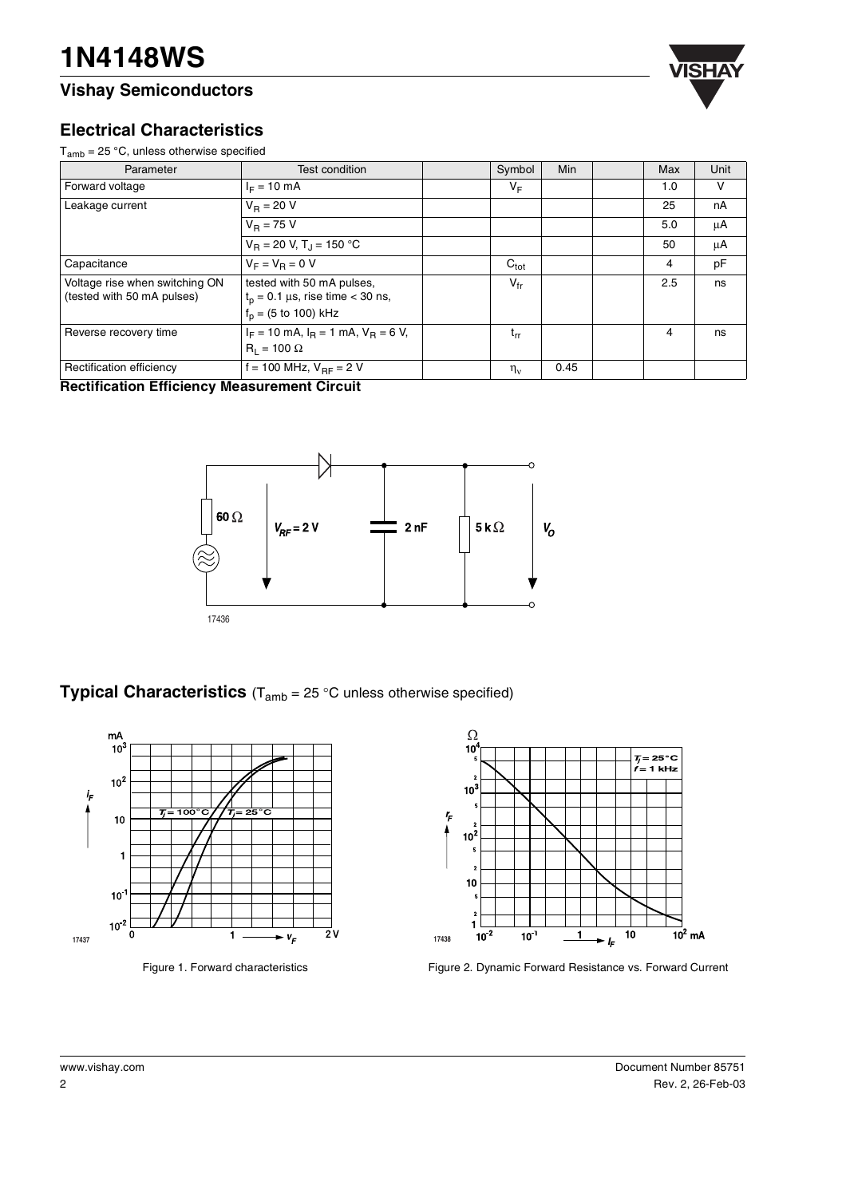## Electrical Characteristics

$T_{amb}$ = 25 °C, unless otherwise specified

| Parameter | Test condition | | Symbol | Min | | Max | Unit |
|---|---|---|---|---|---|---|---|
| Forward voltage | $I_F$ = 10 mA | | $V_F$ | | | 1.0 | V |
| Leakage current | $V_R$ = 20 V | | | | | 25 | nA |
| | $V_R$ = 75 V | | | | | 5.0 | µA |
| | $V_R$ = 20 V, $T_J$ = 150 °C | | | | | 50 | µA |
| Capacitance | $V_F = V_R$ = 0 V | | $C_{tot}$ | | | 4 | pF |
| Voltage rise when switching ON (tested with 50 mA pulses) | tested with 50 mA pulses, $t_p$ = 0.1 µs, rise time < 30 ns, $f_p$ = (5 to 100) kHz | | $V_{fr}$ | | | 2.5 | ns |
| Reverse recovery time | $I_F$ = 10 mA, $I_R$ = 1 mA, $V_R$ = 6 V, $R_L$ = 100 Ω | | $t_{rr}$ | | | 4 | ns |
| Rectification efficiency | f = 100 MHz, $V_{RF}$ = 2 V | | $\eta_v$ | 0.45 | | | |

**Rectification Efficiency Measurement Circuit**

## Typical Characteristics ($T_{amb}$ = 25 °C unless otherwise specified)

Figure 1. Forward characteristics

Figure 2. Dynamic Forward Resistance vs. Forward Current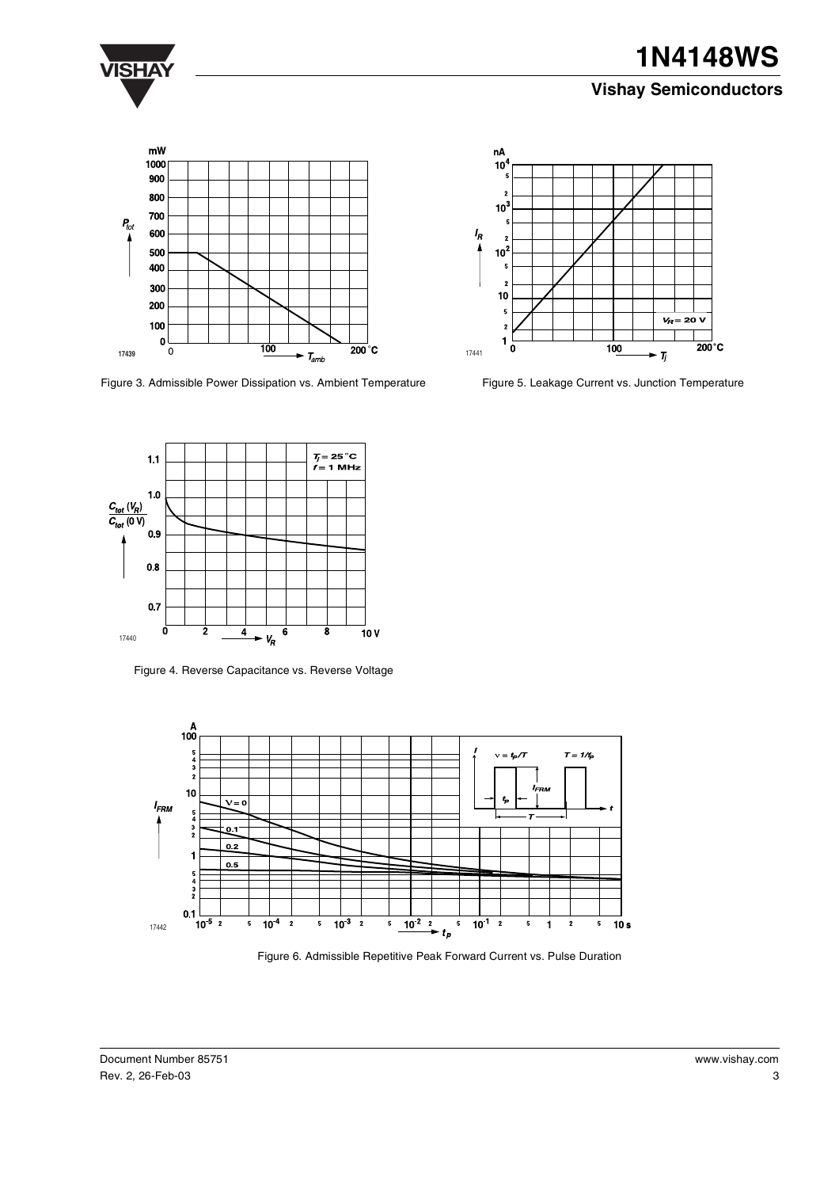Figure 3. Admissible Power Dissipation vs. Ambient Temperature

Figure 5. Leakage Current vs. Junction Temperature

Figure 4. Reverse Capacitance vs. Reverse Voltage

Figure 6. Admissible Repetitive Peak Forward Current vs. Pulse Duration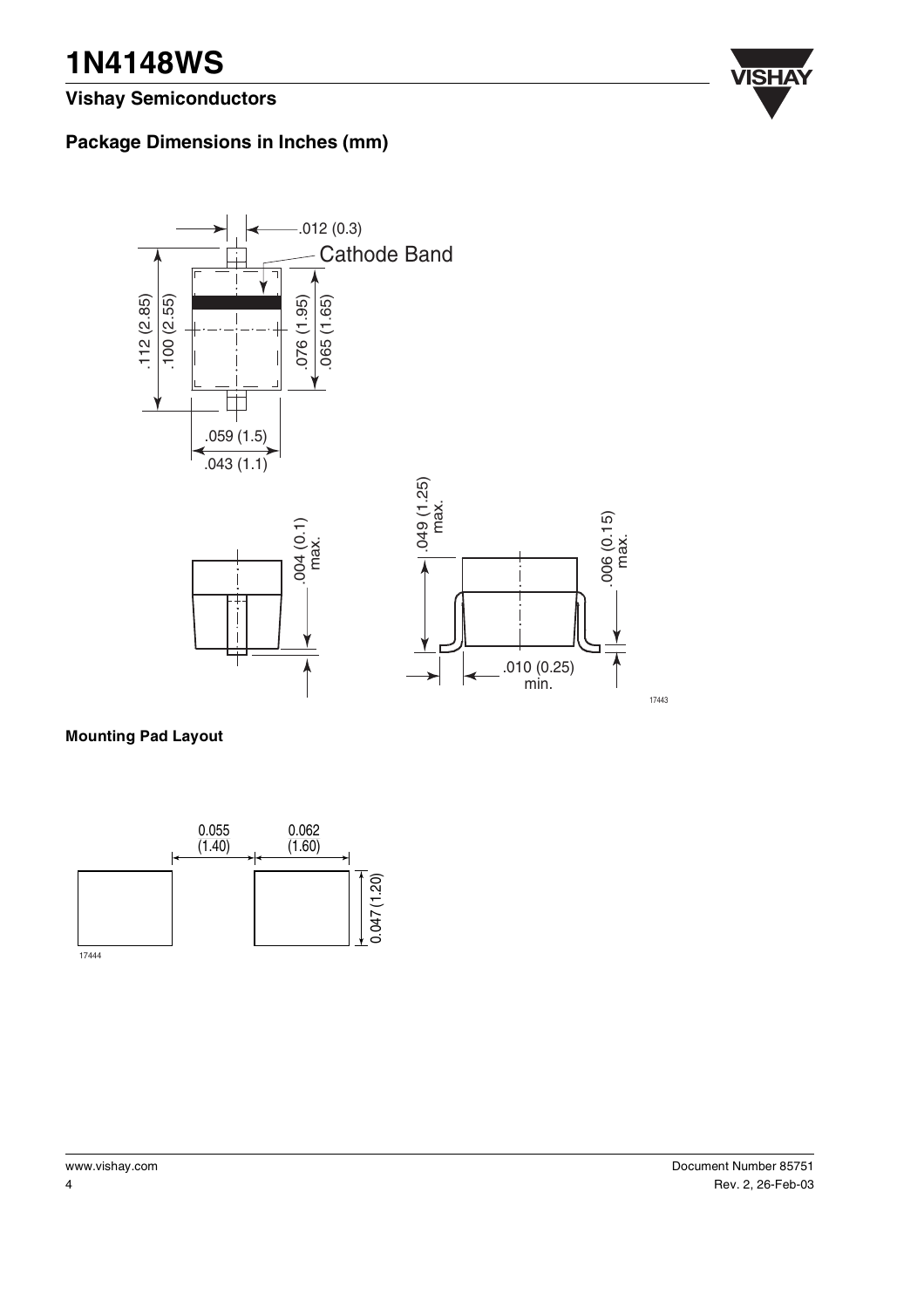# 1N4148WS

## Vishay Semiconductors

### Package Dimensions in Inches (mm)

.012 (0.3)

Cathode Band

.112 (2.85)
.100 (2.55)

.076 (1.95)
.065 (1.65)

.059 (1.5)
.043 (1.1)

.004 (0.1) max.

.049 (1.25) max.

.006 (0.15) max.

.010 (0.25) min.

17443

**Mounting Pad Layout**

0.055 (1.40)

0.062 (1.60)

0.047 (1.20)

17444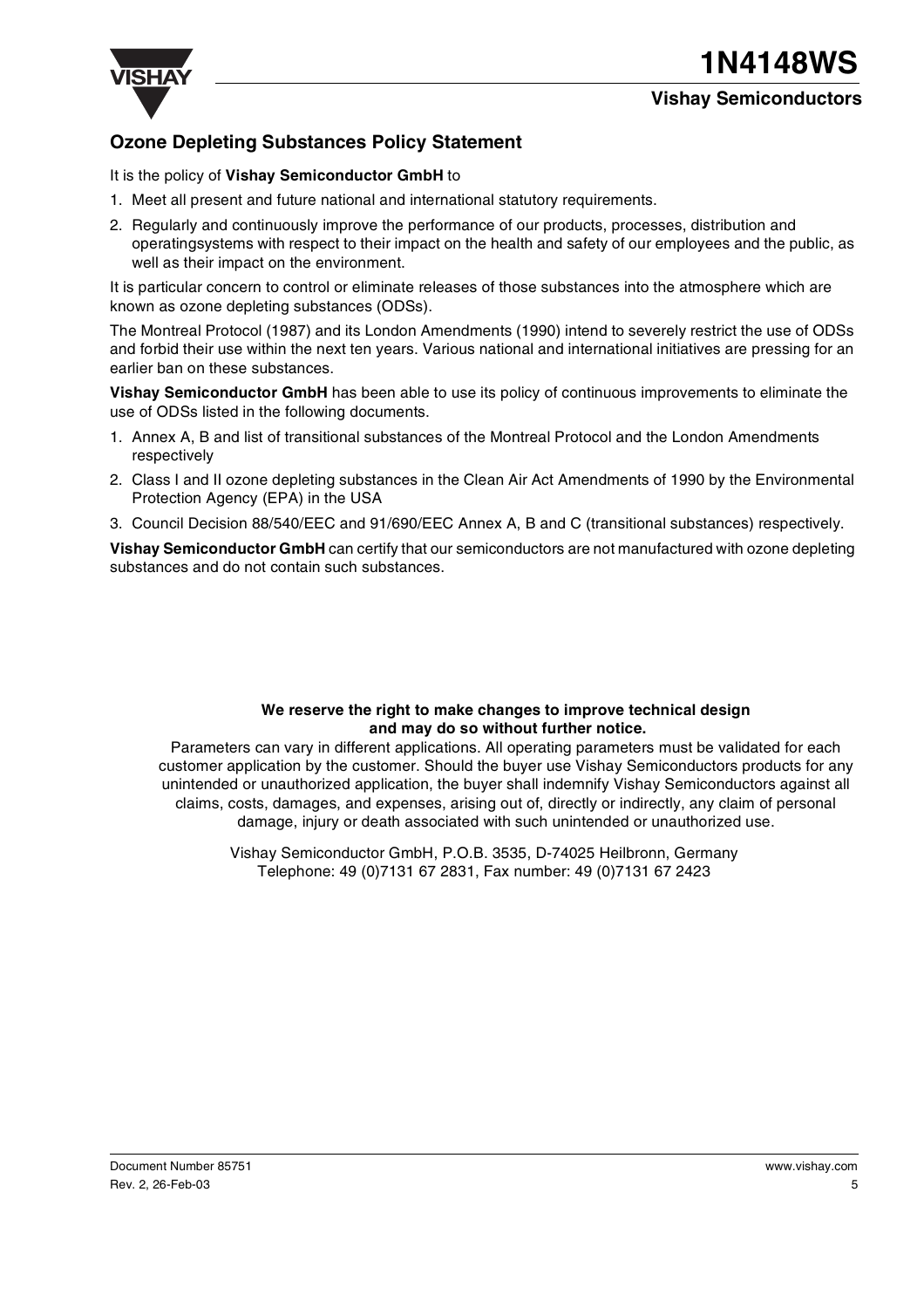## Ozone Depleting Substances Policy Statement

It is the policy of **Vishay Semiconductor GmbH** to

1. Meet all present and future national and international statutory requirements.
2. Regularly and continuously improve the performance of our products, processes, distribution and operatingsystems with respect to their impact on the health and safety of our employees and the public, as well as their impact on the environment.

It is particular concern to control or eliminate releases of those substances into the atmosphere which are known as ozone depleting substances (ODSs).

The Montreal Protocol (1987) and its London Amendments (1990) intend to severely restrict the use of ODSs and forbid their use within the next ten years. Various national and international initiatives are pressing for an earlier ban on these substances.

**Vishay Semiconductor GmbH** has been able to use its policy of continuous improvements to eliminate the use of ODSs listed in the following documents.

1. Annex A, B and list of transitional substances of the Montreal Protocol and the London Amendments respectively
2. Class I and II ozone depleting substances in the Clean Air Act Amendments of 1990 by the Environmental Protection Agency (EPA) in the USA
3. Council Decision 88/540/EEC and 91/690/EEC Annex A, B and C (transitional substances) respectively.

**Vishay Semiconductor GmbH** can certify that our semiconductors are not manufactured with ozone depleting substances and do not contain such substances.

**We reserve the right to make changes to improve technical design and may do so without further notice.**

Parameters can vary in different applications. All operating parameters must be validated for each customer application by the customer. Should the buyer use Vishay Semiconductors products for any unintended or unauthorized application, the buyer shall indemnify Vishay Semiconductors against all claims, costs, damages, and expenses, arising out of, directly or indirectly, any claim of personal damage, injury or death associated with such unintended or unauthorized use.

Vishay Semiconductor GmbH, P.O.B. 3535, D-74025 Heilbronn, Germany
Telephone: 49 (0)7131 67 2831, Fax number: 49 (0)7131 67 2423